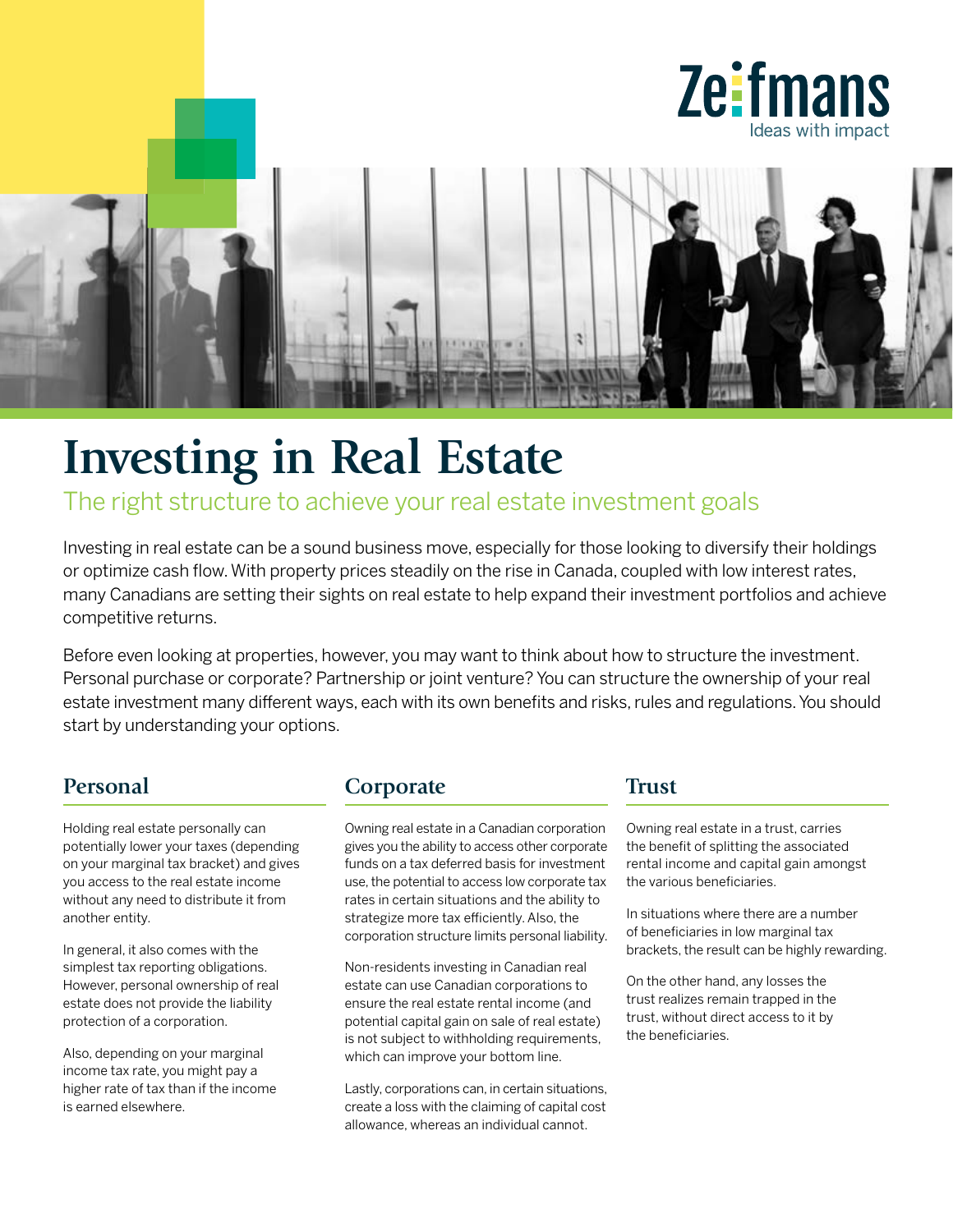Zeifmans
Ideas with impact

# Investing in Real Estate

## The right structure to achieve your real estate investment goals

Investing in real estate can be a sound business move, especially for those looking to diversify their holdings or optimize cash flow. With property prices steadily on the rise in Canada, coupled with low interest rates, many Canadians are setting their sights on real estate to help expand their investment portfolios and achieve competitive returns.

Before even looking at properties, however, you may want to think about how to structure the investment. Personal purchase or corporate? Partnership or joint venture? You can structure the ownership of your real estate investment many different ways, each with its own benefits and risks, rules and regulations. You should start by understanding your options.

### Personal

Holding real estate personally can potentially lower your taxes (depending on your marginal tax bracket) and gives you access to the real estate income without any need to distribute it from another entity.

In general, it also comes with the simplest tax reporting obligations. However, personal ownership of real estate does not provide the liability protection of a corporation.

Also, depending on your marginal income tax rate, you might pay a higher rate of tax than if the income is earned elsewhere.

### Corporate

Owning real estate in a Canadian corporation gives you the ability to access other corporate funds on a tax deferred basis for investment use, the potential to access low corporate tax rates in certain situations and the ability to strategize more tax efficiently. Also, the corporation structure limits personal liability.

Non-residents investing in Canadian real estate can use Canadian corporations to ensure the real estate rental income (and potential capital gain on sale of real estate) is not subject to withholding requirements, which can improve your bottom line.

Lastly, corporations can, in certain situations, create a loss with the claiming of capital cost allowance, whereas an individual cannot.

### Trust

Owning real estate in a trust, carries the benefit of splitting the associated rental income and capital gain amongst the various beneficiaries.

In situations where there are a number of beneficiaries in low marginal tax brackets, the result can be highly rewarding.

On the other hand, any losses the trust realizes remain trapped in the trust, without direct access to it by the beneficiaries.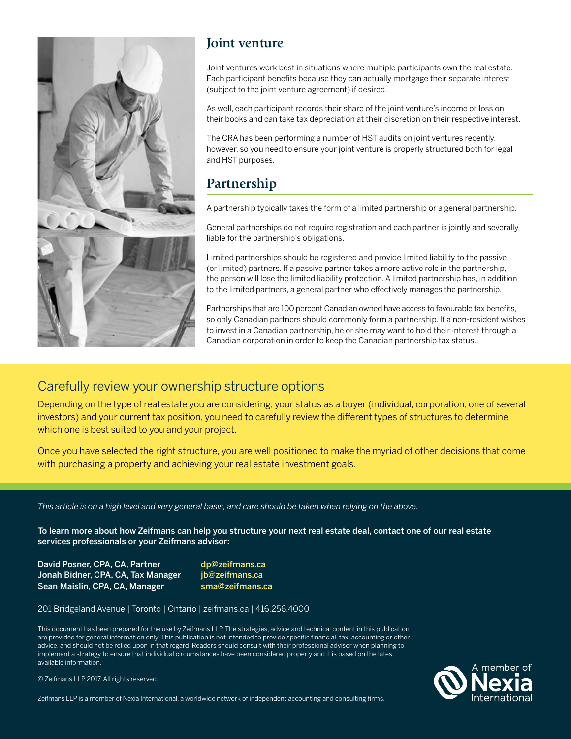## Joint venture

Joint ventures work best in situations where multiple participants own the real estate. Each participant benefits because they can actually mortgage their separate interest (subject to the joint venture agreement) if desired.

As well, each participant records their share of the joint venture's income or loss on their books and can take tax depreciation at their discretion on their respective interest.

The CRA has been performing a number of HST audits on joint ventures recently, however, so you need to ensure your joint venture is properly structured both for legal and HST purposes.

## Partnership

A partnership typically takes the form of a limited partnership or a general partnership.

General partnerships do not require registration and each partner is jointly and severally liable for the partnership's obligations.

Limited partnerships should be registered and provide limited liability to the passive (or limited) partners. If a passive partner takes a more active role in the partnership, the person will lose the limited liability protection. A limited partnership has, in addition to the limited partners, a general partner who effectively manages the partnership.

Partnerships that are 100 percent Canadian owned have access to favourable tax benefits, so only Canadian partners should commonly form a partnership. If a non-resident wishes to invest in a Canadian partnership, he or she may want to hold their interest through a Canadian corporation in order to keep the Canadian partnership tax status.

## Carefully review your ownership structure options

Depending on the type of real estate you are considering, your status as a buyer (individual, corporation, one of several investors) and your current tax position, you need to carefully review the different types of structures to determine which one is best suited to you and your project.

Once you have selected the right structure, you are well positioned to make the myriad of other decisions that come with purchasing a property and achieving your real estate investment goals.

*This article is on a high level and very general basis, and care should be taken when relying on the above.*

**To learn more about how Zeifmans can help you structure your next real estate deal, contact one of our real estate services professionals or your Zeifmans advisor:**

**David Posner, CPA, CA, Partner** dp@zeifmans.ca
**Jonah Bidner, CPA, CA, Tax Manager** jb@zeifmans.ca
**Sean Maislin, CPA, CA, Manager** sma@zeifmans.ca

201 Bridgeland Avenue | Toronto | Ontario | zeifmans.ca | 416.256.4000

This document has been prepared for the use by Zeifmans LLP. The strategies, advice and technical content in this publication are provided for general information only. This publication is not intended to provide specific financial, tax, accounting or other advice, and should not be relied upon in that regard. Readers should consult with their professional advisor when planning to implement a strategy to ensure that individual circumstances have been considered properly and it is based on the latest available information.

© Zeifmans LLP 2017. All rights reserved.

Zeifmans LLP is a member of Nexia International, a worldwide network of independent accounting and consulting firms.

A member of Nexia International